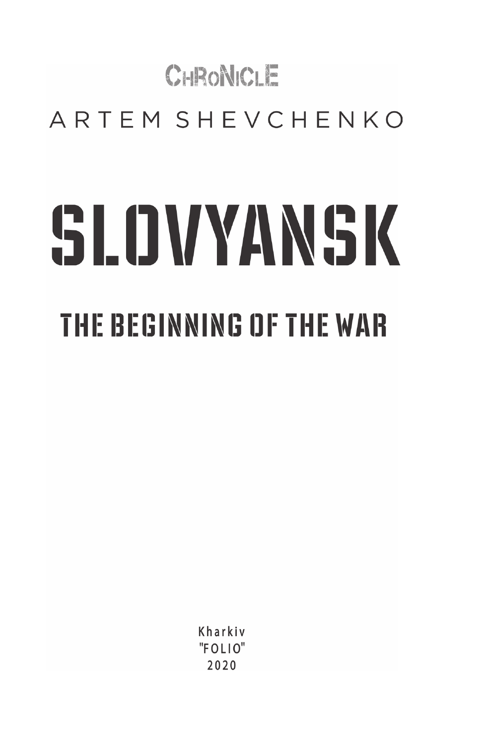CHRONICLE

ARTEM SHEVCHENKO

# SLOVYANSK

## THE BEGINNING OF THE WAR

Kharkiv
"FOLIO"
2020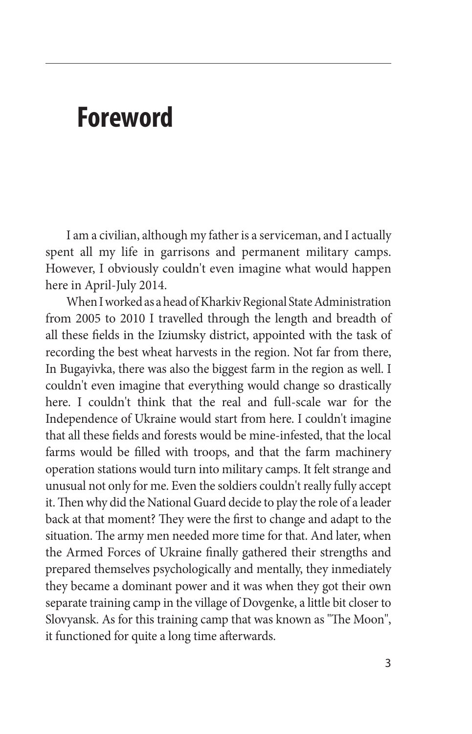# Foreword

I am a civilian, although my father is a serviceman, and I actually spent all my life in garrisons and permanent military camps. However, I obviously couldn't even imagine what would happen here in April-July 2014.

When I worked as a head of Kharkiv Regional State Administration from 2005 to 2010 I travelled through the length and breadth of all these fields in the Iziumsky district, appointed with the task of recording the best wheat harvests in the region. Not far from there, In Bugayivka, there was also the biggest farm in the region as well. I couldn't even imagine that everything would change so drastically here. I couldn't think that the real and full-scale war for the Independence of Ukraine would start from here. I couldn't imagine that all these fields and forests would be mine-infested, that the local farms would be filled with troops, and that the farm machinery operation stations would turn into military camps. It felt strange and unusual not only for me. Even the soldiers couldn't really fully accept it. Then why did the National Guard decide to play the role of a leader back at that moment? They were the first to change and adapt to the situation. The army men needed more time for that. And later, when the Armed Forces of Ukraine finally gathered their strengths and prepared themselves psychologically and mentally, they inmediately they became a dominant power and it was when they got their own separate training camp in the village of Dovgenke, a little bit closer to Slovyansk. As for this training camp that was known as "The Moon", it functioned for quite a long time afterwards.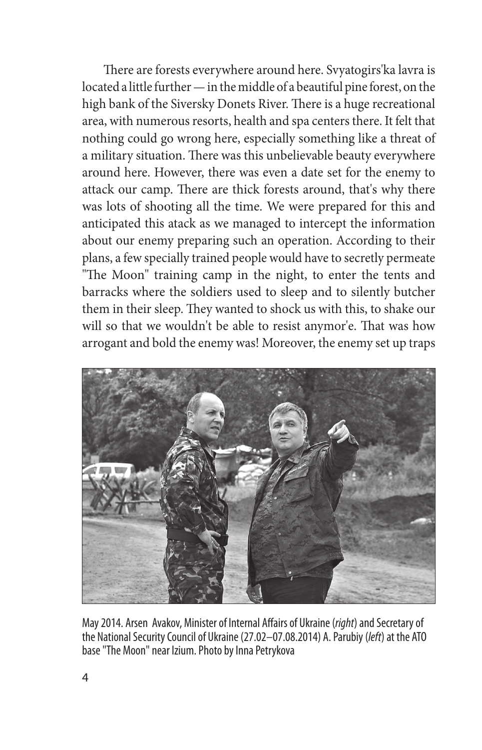There are forests everywhere around here. Svyatogirs'ka lavra is located a little further — in the middle of a beautiful pine forest, on the high bank of the Siversky Donets River. There is a huge recreational area, with numerous resorts, health and spa centers there. It felt that nothing could go wrong here, especially something like a threat of a military situation. There was this unbelievable beauty everywhere around here. However, there was even a date set for the enemy to attack our camp. There are thick forests around, that's why there was lots of shooting all the time. We were prepared for this and anticipated this atack as we managed to intercept the information about our enemy preparing such an operation. According to their plans, a few specially trained people would have to secretly permeate "The Moon" training camp in the night, to enter the tents and barracks where the soldiers used to sleep and to silently butcher them in their sleep. They wanted to shock us with this, to shake our will so that we wouldn't be able to resist anymor'e. That was how arrogant and bold the enemy was! Moreover, the enemy set up traps

May 2014. Arsen Avakov, Minister of Internal Affairs of Ukraine (*right*) and Secretary of the National Security Council of Ukraine (27.02–07.08.2014) A. Parubiy (*left*) at the ATO base "The Moon" near Izium. Photo by Inna Petrykova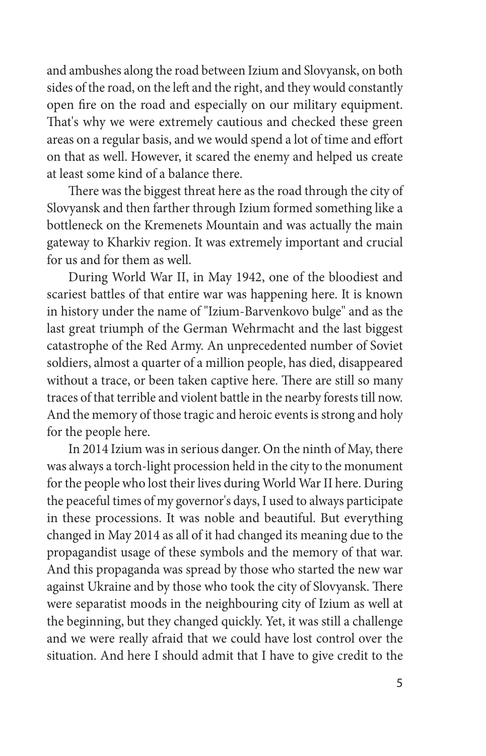and ambushes along the road between Izium and Slovyansk, on both sides of the road, on the left and the right, and they would constantly open fire on the road and especially on our military equipment. That's why we were extremely cautious and checked these green areas on a regular basis, and we would spend a lot of time and effort on that as well. However, it scared the enemy and helped us create at least some kind of a balance there.

There was the biggest threat here as the road through the city of Slovyansk and then farther through Izium formed something like a bottleneck on the Kremenets Mountain and was actually the main gateway to Kharkiv region. It was extremely important and crucial for us and for them as well.

During World War II, in May 1942, one of the bloodiest and scariest battles of that entire war was happening here. It is known in history under the name of "Izium-Barvenkovo bulge" and as the last great triumph of the German Wehrmacht and the last biggest catastrophe of the Red Army. An unprecedented number of Soviet soldiers, almost a quarter of a million people, has died, disappeared without a trace, or been taken captive here. There are still so many traces of that terrible and violent battle in the nearby forests till now. And the memory of those tragic and heroic events is strong and holy for the people here.

In 2014 Izium was in serious danger. On the ninth of May, there was always a torch-light procession held in the city to the monument for the people who lost their lives during World War II here. During the peaceful times of my governor's days, I used to always participate in these processions. It was noble and beautiful. But everything changed in May 2014 as all of it had changed its meaning due to the propagandist usage of these symbols and the memory of that war. And this propaganda was spread by those who started the new war against Ukraine and by those who took the city of Slovyansk. There were separatist moods in the neighbouring city of Izium as well at the beginning, but they changed quickly. Yet, it was still a challenge and we were really afraid that we could have lost control over the situation. And here I should admit that I have to give credit to the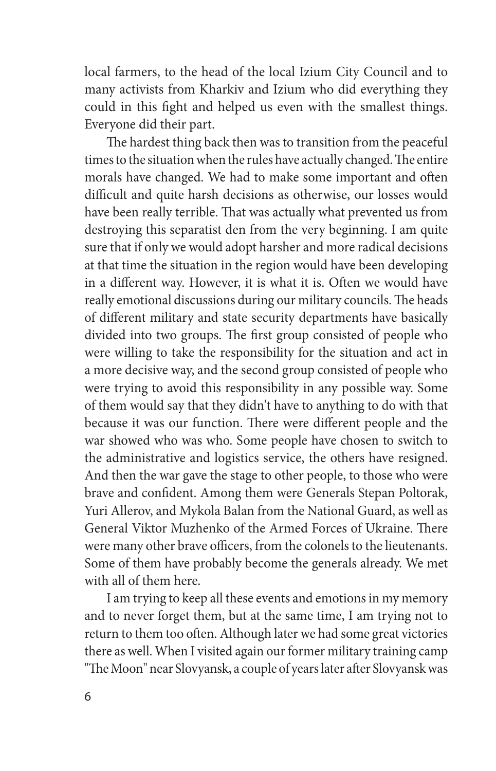local farmers, to the head of the local Izium City Council and to many activists from Kharkiv and Izium who did everything they could in this fight and helped us even with the smallest things. Everyone did their part.

The hardest thing back then was to transition from the peaceful times to the situation when the rules have actually changed. The entire morals have changed. We had to make some important and often difficult and quite harsh decisions as otherwise, our losses would have been really terrible. That was actually what prevented us from destroying this separatist den from the very beginning. I am quite sure that if only we would adopt harsher and more radical decisions at that time the situation in the region would have been developing in a different way. However, it is what it is. Often we would have really emotional discussions during our military councils. The heads of different military and state security departments have basically divided into two groups. The first group consisted of people who were willing to take the responsibility for the situation and act in a more decisive way, and the second group consisted of people who were trying to avoid this responsibility in any possible way. Some of them would say that they didn't have to anything to do with that because it was our function. There were different people and the war showed who was who. Some people have chosen to switch to the administrative and logistics service, the others have resigned. And then the war gave the stage to other people, to those who were brave and confident. Among them were Generals Stepan Poltorak, Yuri Allerov, and Mykola Balan from the National Guard, as well as General Viktor Muzhenko of the Armed Forces of Ukraine. There were many other brave officers, from the colonels to the lieutenants. Some of them have probably become the generals already. We met with all of them here.

I am trying to keep all these events and emotions in my memory and to never forget them, but at the same time, I am trying not to return to them too often. Although later we had some great victories there as well. When I visited again our former military training camp "The Moon" near Slovyansk, a couple of years later after Slovyansk was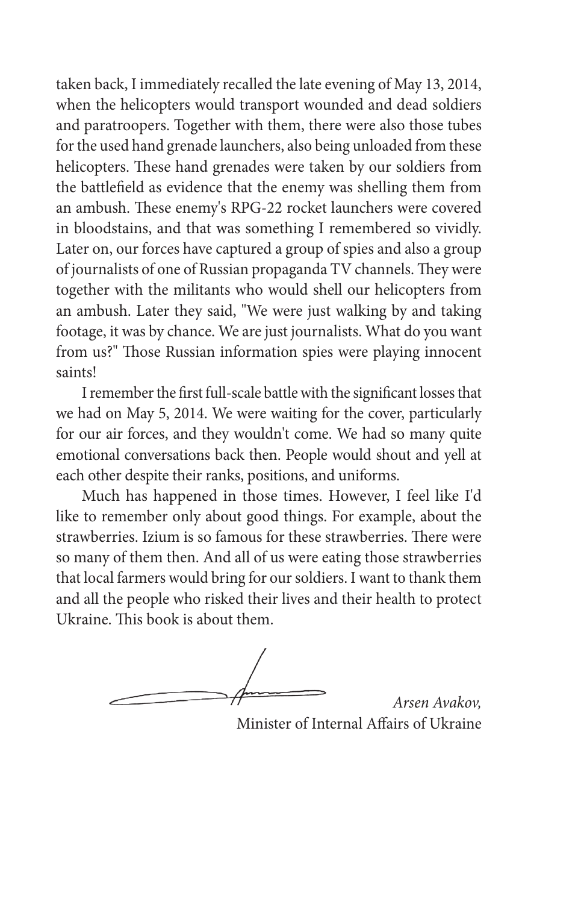taken back, I immediately recalled the late evening of May 13, 2014, when the helicopters would transport wounded and dead soldiers and paratroopers. Together with them, there were also those tubes for the used hand grenade launchers, also being unloaded from these helicopters. These hand grenades were taken by our soldiers from the battlefield as evidence that the enemy was shelling them from an ambush. These enemy's RPG-22 rocket launchers were covered in bloodstains, and that was something I remembered so vividly. Later on, our forces have captured a group of spies and also a group of journalists of one of Russian propaganda TV channels. They were together with the militants who would shell our helicopters from an ambush. Later they said, "We were just walking by and taking footage, it was by chance. We are just journalists. What do you want from us?" Those Russian information spies were playing innocent saints!

I remember the first full-scale battle with the significant losses that we had on May 5, 2014. We were waiting for the cover, particularly for our air forces, and they wouldn't come. We had so many quite emotional conversations back then. People would shout and yell at each other despite their ranks, positions, and uniforms.

Much has happened in those times. However, I feel like I'd like to remember only about good things. For example, about the strawberries. Izium is so famous for these strawberries. There were so many of them then. And all of us were eating those strawberries that local farmers would bring for our soldiers. I want to thank them and all the people who risked their lives and their health to protect Ukraine. This book is about them.

*Arsen Avakov,*
Minister of Internal Affairs of Ukraine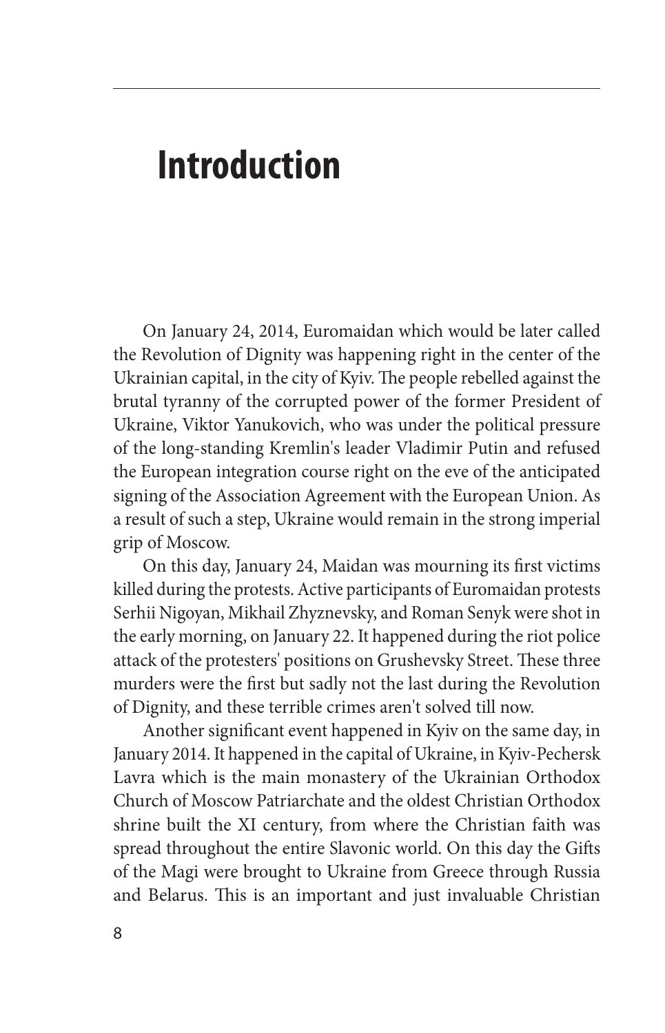# Introduction

On January 24, 2014, Euromaidan which would be later called the Revolution of Dignity was happening right in the center of the Ukrainian capital, in the city of Kyiv. The people rebelled against the brutal tyranny of the corrupted power of the former President of Ukraine, Viktor Yanukovich, who was under the political pressure of the long-standing Kremlin's leader Vladimir Putin and refused the European integration course right on the eve of the anticipated signing of the Association Agreement with the European Union. As a result of such a step, Ukraine would remain in the strong imperial grip of Moscow.

On this day, January 24, Maidan was mourning its first victims killed during the protests. Active participants of Euromaidan protests Serhii Nigoyan, Mikhail Zhyznevsky, and Roman Senyk were shot in the early morning, on January 22. It happened during the riot police attack of the protesters' positions on Grushevsky Street. These three murders were the first but sadly not the last during the Revolution of Dignity, and these terrible crimes aren't solved till now.

Another significant event happened in Kyiv on the same day, in January 2014. It happened in the capital of Ukraine, in Kyiv-Pechersk Lavra which is the main monastery of the Ukrainian Orthodox Church of Moscow Patriarchate and the oldest Christian Orthodox shrine built the XI century, from where the Christian faith was spread throughout the entire Slavonic world. On this day the Gifts of the Magi were brought to Ukraine from Greece through Russia and Belarus. This is an important and just invaluable Christian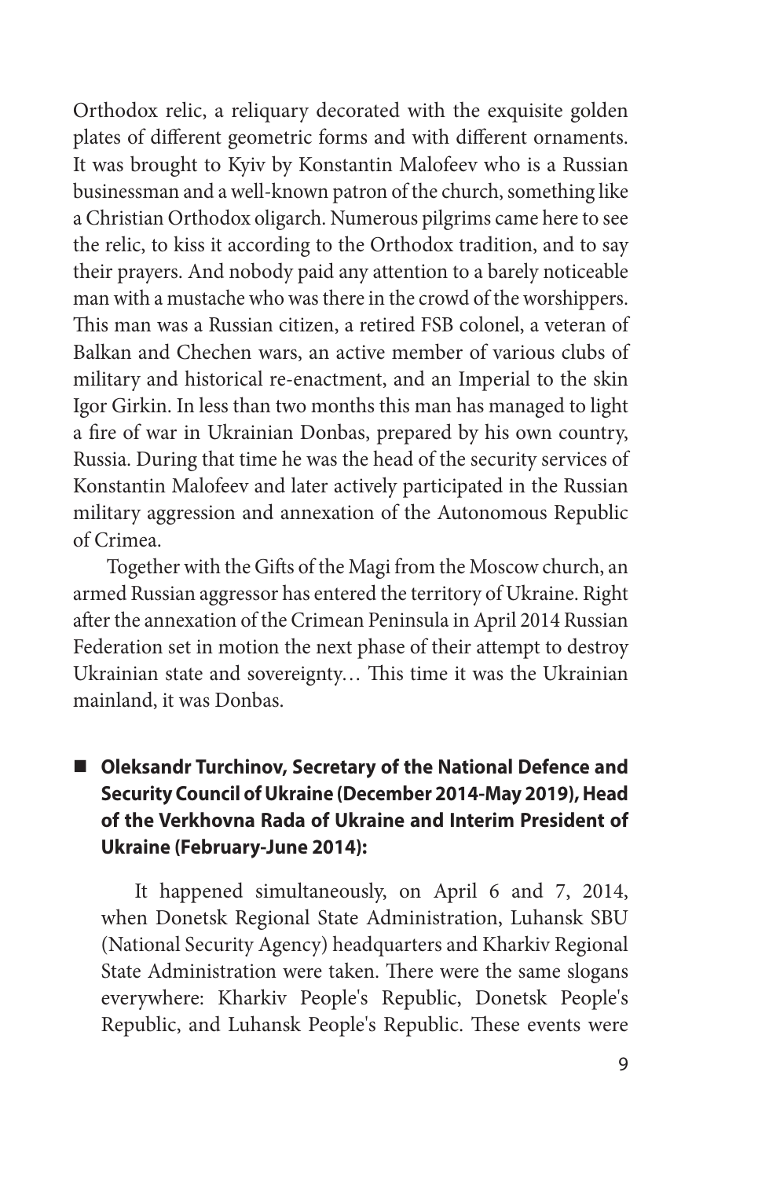Orthodox relic, a reliquary decorated with the exquisite golden plates of different geometric forms and with different ornaments. It was brought to Kyiv by Konstantin Malofeev who is a Russian businessman and a well-known patron of the church, something like a Christian Orthodox oligarch. Numerous pilgrims came here to see the relic, to kiss it according to the Orthodox tradition, and to say their prayers. And nobody paid any attention to a barely noticeable man with a mustache who was there in the crowd of the worshippers. This man was a Russian citizen, a retired FSB colonel, a veteran of Balkan and Chechen wars, an active member of various clubs of military and historical re-enactment, and an Imperial to the skin Igor Girkin. In less than two months this man has managed to light a fire of war in Ukrainian Donbas, prepared by his own country, Russia. During that time he was the head of the security services of Konstantin Malofeev and later actively participated in the Russian military aggression and annexation of the Autonomous Republic of Crimea.

Together with the Gifts of the Magi from the Moscow church, an armed Russian aggressor has entered the territory of Ukraine. Right after the annexation of the Crimean Peninsula in April 2014 Russian Federation set in motion the next phase of their attempt to destroy Ukrainian state and sovereignty… This time it was the Ukrainian mainland, it was Donbas.

- **Oleksandr Turchinov, Secretary of the National Defence and Security Council of Ukraine (December 2014-May 2019), Head of the Verkhovna Rada of Ukraine and Interim President of Ukraine (February-June 2014):**

It happened simultaneously, on April 6 and 7, 2014, when Donetsk Regional State Administration, Luhansk SBU (National Security Agency) headquarters and Kharkiv Regional State Administration were taken. There were the same slogans everywhere: Kharkiv People's Republic, Donetsk People's Republic, and Luhansk People's Republic. These events were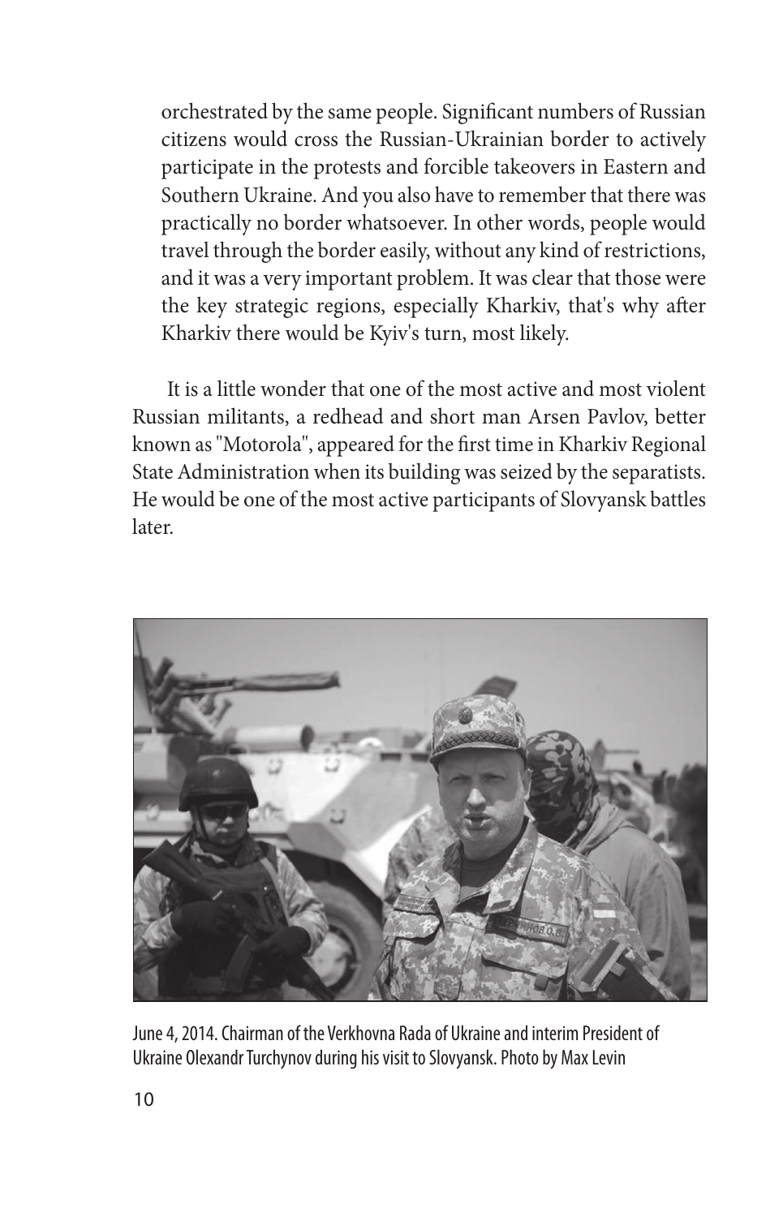orchestrated by the same people. Significant numbers of Russian citizens would cross the Russian-Ukrainian border to actively participate in the protests and forcible takeovers in Eastern and Southern Ukraine. And you also have to remember that there was practically no border whatsoever. In other words, people would travel through the border easily, without any kind of restrictions, and it was a very important problem. It was clear that those were the key strategic regions, especially Kharkiv, that's why after Kharkiv there would be Kyiv's turn, most likely.

It is a little wonder that one of the most active and most violent Russian militants, a redhead and short man Arsen Pavlov, better known as "Motorola", appeared for the first time in Kharkiv Regional State Administration when its building was seized by the separatists. He would be one of the most active participants of Slovyansk battles later.

June 4, 2014. Chairman of the Verkhovna Rada of Ukraine and interim President of Ukraine Olexandr Turchynov during his visit to Slovyansk. Photo by Max Levin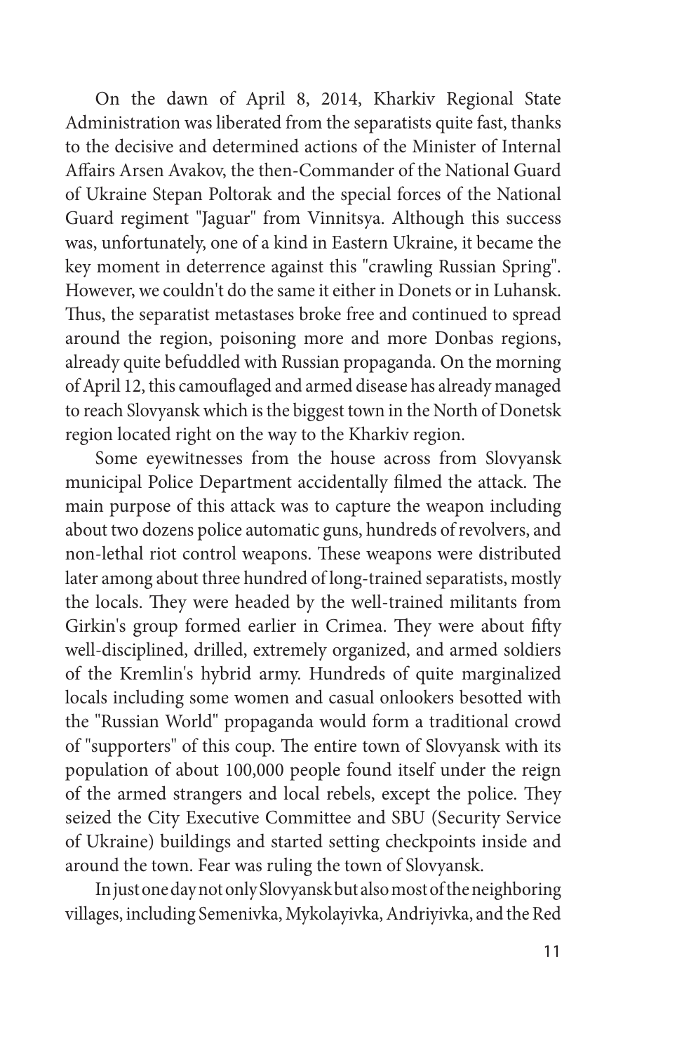On the dawn of April 8, 2014, Kharkiv Regional State Administration was liberated from the separatists quite fast, thanks to the decisive and determined actions of the Minister of Internal Affairs Arsen Avakov, the then-Commander of the National Guard of Ukraine Stepan Poltorak and the special forces of the National Guard regiment "Jaguar" from Vinnitsya. Although this success was, unfortunately, one of a kind in Eastern Ukraine, it became the key moment in deterrence against this "crawling Russian Spring". However, we couldn't do the same it either in Donets or in Luhansk. Thus, the separatist metastases broke free and continued to spread around the region, poisoning more and more Donbas regions, already quite befuddled with Russian propaganda. On the morning of April 12, this camouflaged and armed disease has already managed to reach Slovyansk which is the biggest town in the North of Donetsk region located right on the way to the Kharkiv region.

Some eyewitnesses from the house across from Slovyansk municipal Police Department accidentally filmed the attack. The main purpose of this attack was to capture the weapon including about two dozens police automatic guns, hundreds of revolvers, and non-lethal riot control weapons. These weapons were distributed later among about three hundred of long-trained separatists, mostly the locals. They were headed by the well-trained militants from Girkin's group formed earlier in Crimea. They were about fifty well-disciplined, drilled, extremely organized, and armed soldiers of the Kremlin's hybrid army. Hundreds of quite marginalized locals including some women and casual onlookers besotted with the "Russian World" propaganda would form a traditional crowd of "supporters" of this coup. The entire town of Slovyansk with its population of about 100,000 people found itself under the reign of the armed strangers and local rebels, except the police. They seized the City Executive Committee and SBU (Security Service of Ukraine) buildings and started setting checkpoints inside and around the town. Fear was ruling the town of Slovyansk.

In just one day not only Slovyansk but also most of the neighboring villages, including Semenivka, Mykolayivka, Andriyivka, and the Red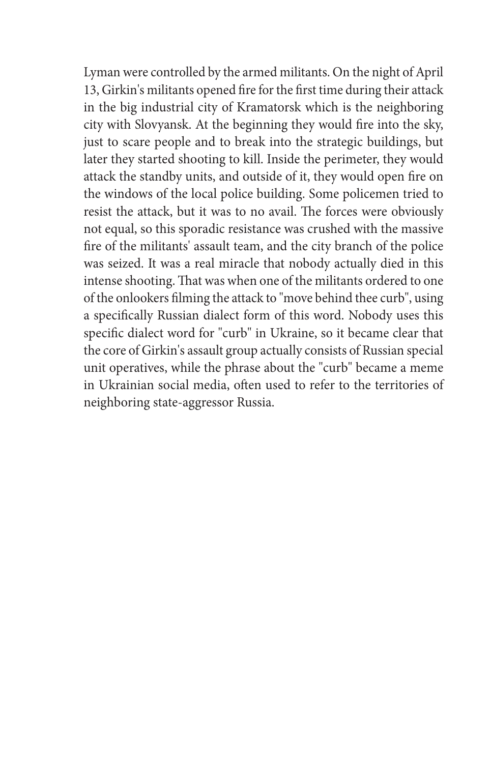Lyman were controlled by the armed militants. On the night of April 13, Girkin's militants opened fire for the first time during their attack in the big industrial city of Kramatorsk which is the neighboring city with Slovyansk. At the beginning they would fire into the sky, just to scare people and to break into the strategic buildings, but later they started shooting to kill. Inside the perimeter, they would attack the standby units, and outside of it, they would open fire on the windows of the local police building. Some policemen tried to resist the attack, but it was to no avail. The forces were obviously not equal, so this sporadic resistance was crushed with the massive fire of the militants' assault team, and the city branch of the police was seized. It was a real miracle that nobody actually died in this intense shooting. That was when one of the militants ordered to one of the onlookers filming the attack to "move behind thee curb", using a specifically Russian dialect form of this word. Nobody uses this specific dialect word for "curb" in Ukraine, so it became clear that the core of Girkin's assault group actually consists of Russian special unit operatives, while the phrase about the "curb" became a meme in Ukrainian social media, often used to refer to the territories of neighboring state-aggressor Russia.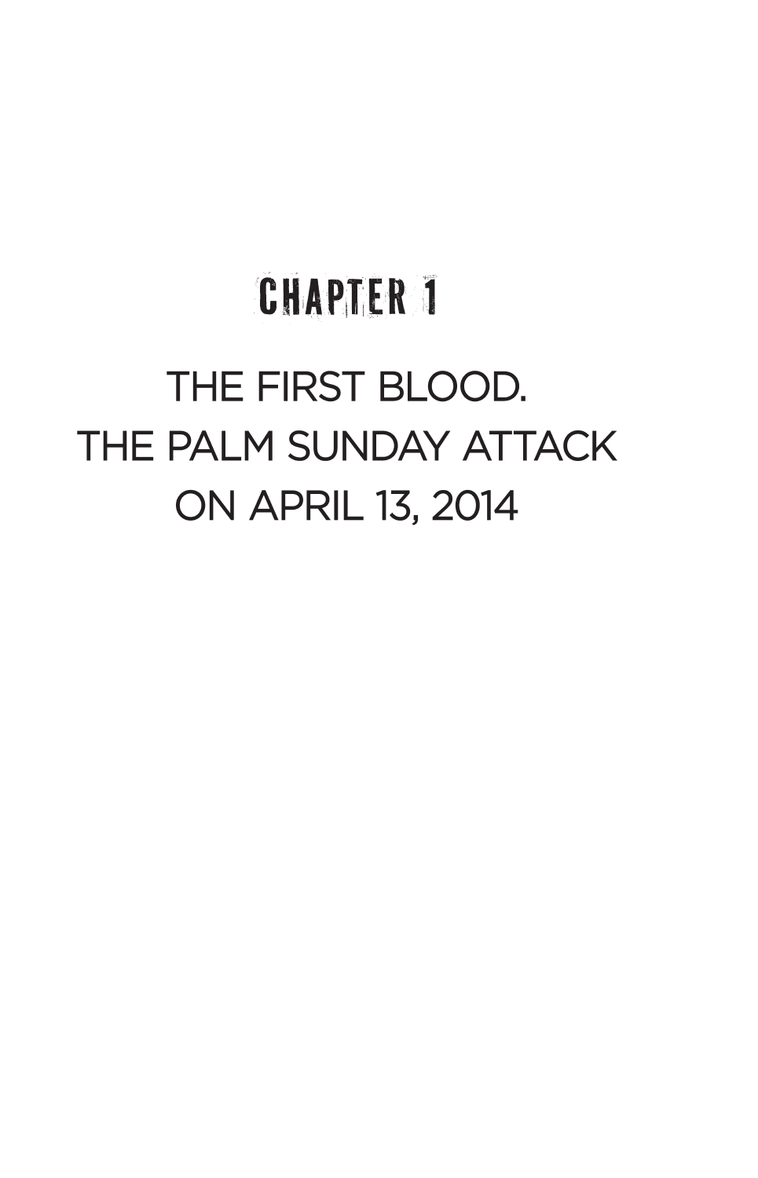# CHAPTER 1

## THE FIRST BLOOD. THE PALM SUNDAY ATTACK ON APRIL 13, 2014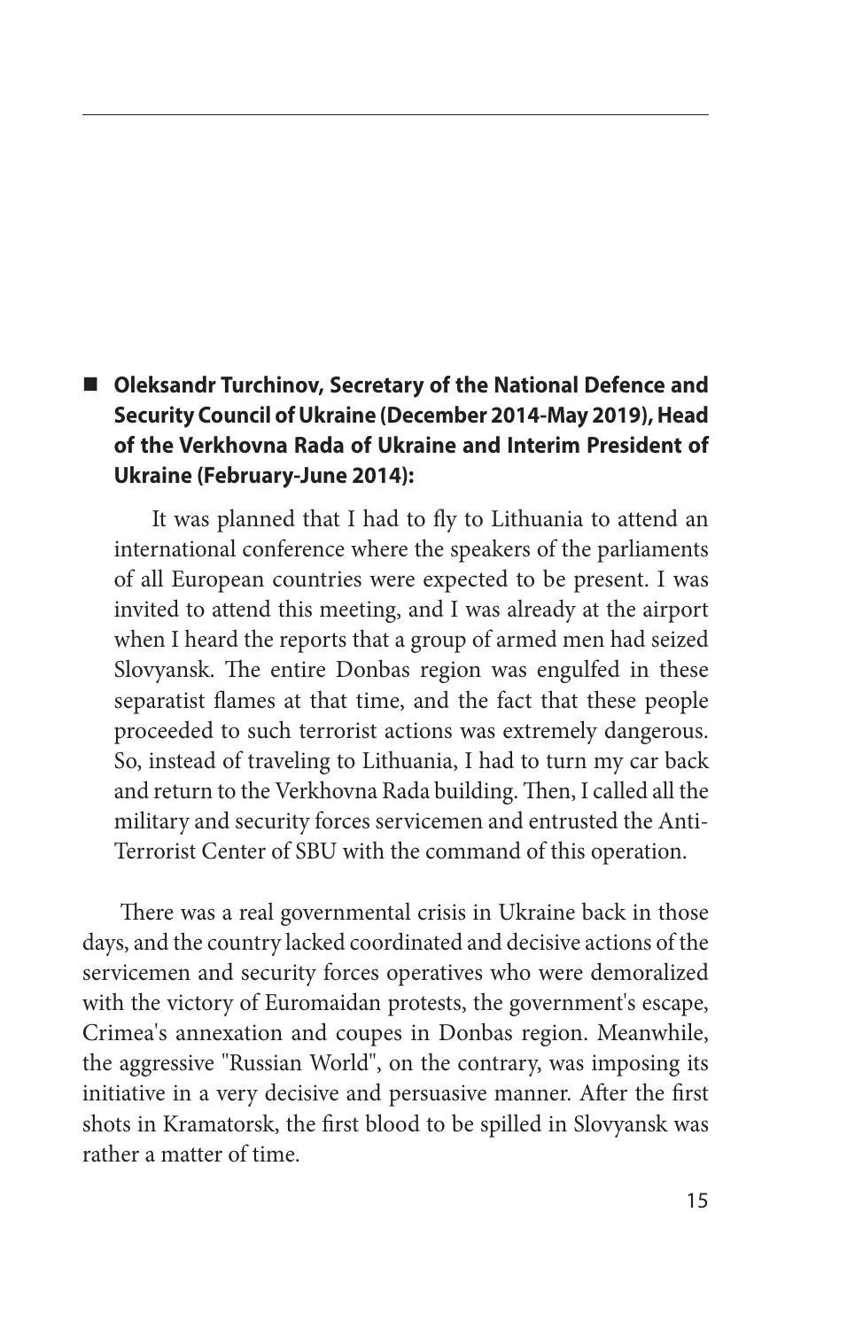- **Oleksandr Turchinov, Secretary of the National Defence and Security Council of Ukraine (December 2014-May 2019), Head of the Verkhovna Rada of Ukraine and Interim President of Ukraine (February-June 2014):**

 It was planned that I had to fly to Lithuania to attend an international conference where the speakers of the parliaments of all European countries were expected to be present. I was invited to attend this meeting, and I was already at the airport when I heard the reports that a group of armed men had seized Slovyansk. The entire Donbas region was engulfed in these separatist flames at that time, and the fact that these people proceeded to such terrorist actions was extremely dangerous. So, instead of traveling to Lithuania, I had to turn my car back and return to the Verkhovna Rada building. Then, I called all the military and security forces servicemen and entrusted the Anti-Terrorist Center of SBU with the command of this operation.

There was a real governmental crisis in Ukraine back in those days, and the country lacked coordinated and decisive actions of the servicemen and security forces operatives who were demoralized with the victory of Euromaidan protests, the government's escape, Crimea's annexation and coupes in Donbas region. Meanwhile, the aggressive "Russian World", on the contrary, was imposing its initiative in a very decisive and persuasive manner. After the first shots in Kramatorsk, the first blood to be spilled in Slovyansk was rather a matter of time.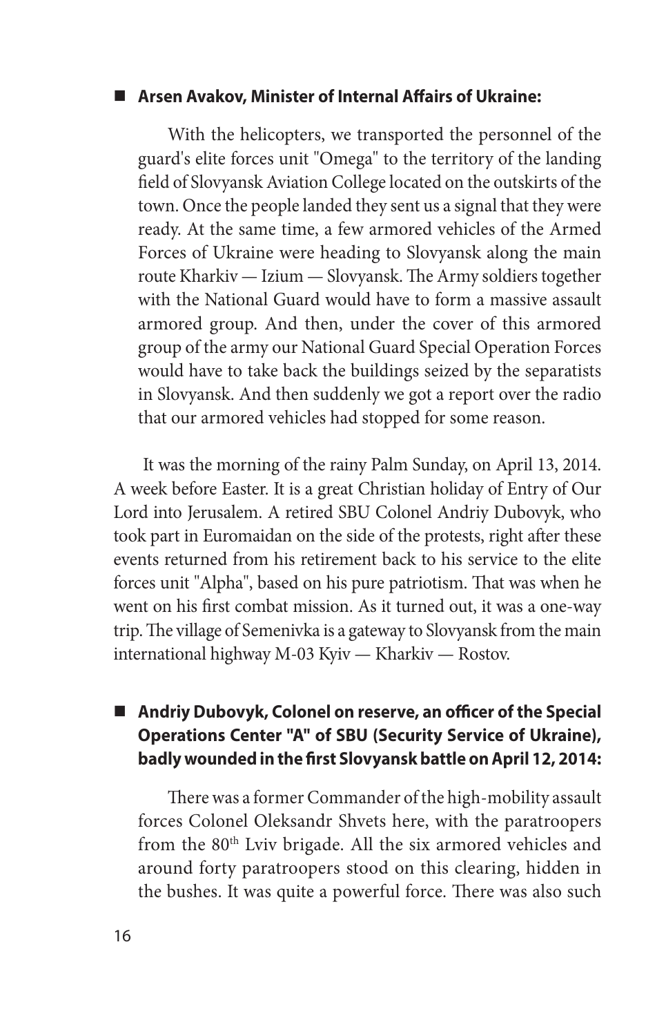- **Arsen Avakov, Minister of Internal Affairs of Ukraine:**

With the helicopters, we transported the personnel of the guard's elite forces unit "Omega" to the territory of the landing field of Slovyansk Aviation College located on the outskirts of the town. Once the people landed they sent us a signal that they were ready. At the same time, a few armored vehicles of the Armed Forces of Ukraine were heading to Slovyansk along the main route Kharkiv — Izium — Slovyansk. The Army soldiers together with the National Guard would have to form a massive assault armored group. And then, under the cover of this armored group of the army our National Guard Special Operation Forces would have to take back the buildings seized by the separatists in Slovyansk. And then suddenly we got a report over the radio that our armored vehicles had stopped for some reason.

It was the morning of the rainy Palm Sunday, on April 13, 2014. A week before Easter. It is a great Christian holiday of Entry of Our Lord into Jerusalem. A retired SBU Colonel Andriy Dubovyk, who took part in Euromaidan on the side of the protests, right after these events returned from his retirement back to his service to the elite forces unit "Alpha", based on his pure patriotism. That was when he went on his first combat mission. As it turned out, it was a one-way trip. The village of Semenivka is a gateway to Slovyansk from the main international highway M-03 Kyiv — Kharkiv — Rostov.

- **Andriy Dubovyk, Colonel on reserve, an officer of the Special Operations Center "A" of SBU (Security Service of Ukraine), badly wounded in the first Slovyansk battle on April 12, 2014:**

There was a former Commander of the high-mobility assault forces Colonel Oleksandr Shvets here, with the paratroopers from the 80th Lviv brigade. All the six armored vehicles and around forty paratroopers stood on this clearing, hidden in the bushes. It was quite a powerful force. There was also such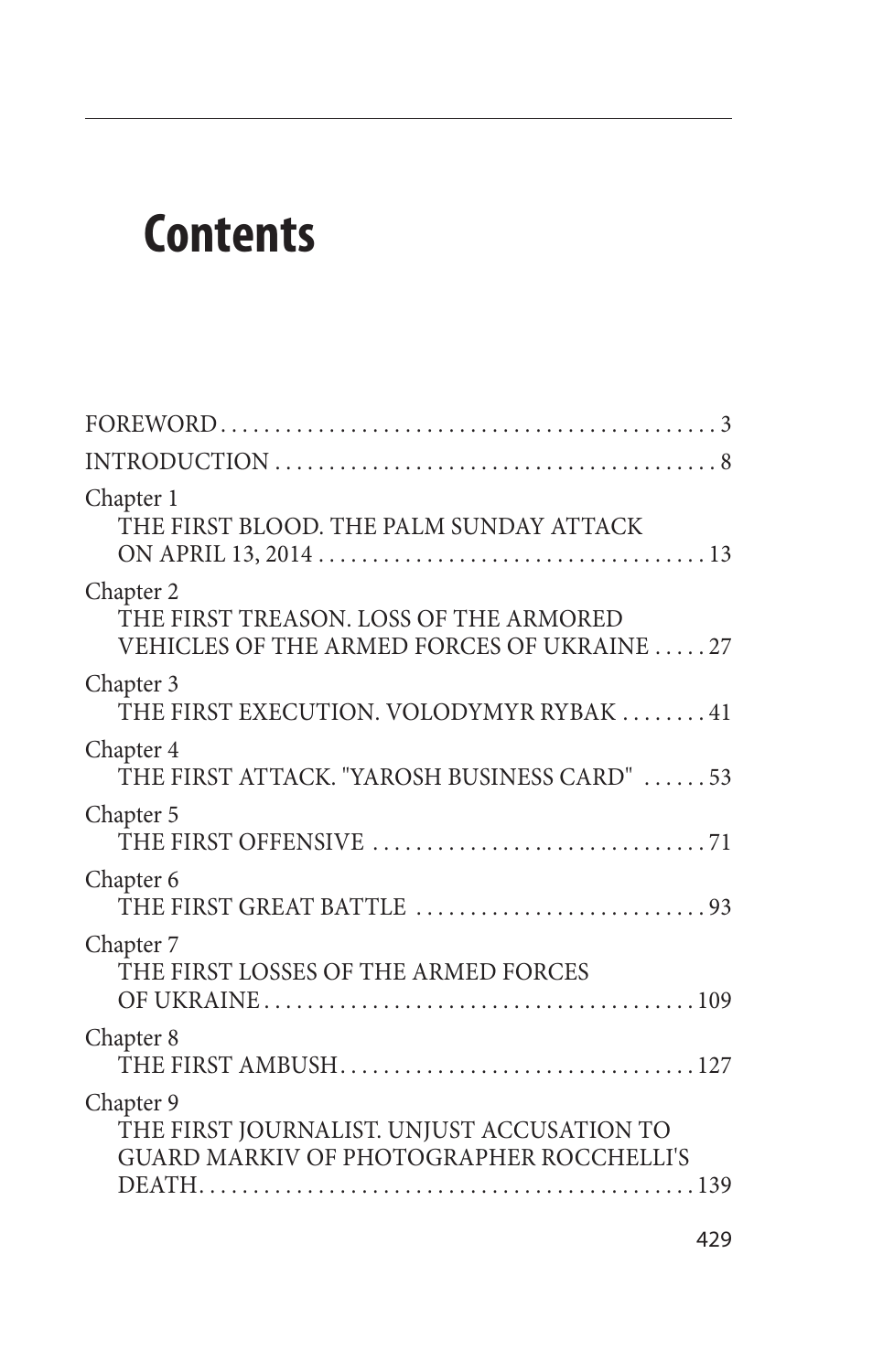# Contents

FOREWORD . . . . . . . . . . . . . . . . . . . . . . . . . . . . . . . . . . . . . . . . . . . . . 3

INTRODUCTION . . . . . . . . . . . . . . . . . . . . . . . . . . . . . . . . . . . . . . . . . 8

Chapter 1
THE FIRST BLOOD. THE PALM SUNDAY ATTACK ON APRIL 13, 2014 . . . . . . . . . . . . . . . . . . . . . . . . . . . . . . . . . . . 13

Chapter 2
THE FIRST TREASON. LOSS OF THE ARMORED VEHICLES OF THE ARMED FORCES OF UKRAINE . . . . . 27

Chapter 3
THE FIRST EXECUTION. VOLODYMYR RYBAK . . . . . . . . 41

Chapter 4
THE FIRST ATTACK. "YAROSH BUSINESS CARD" . . . . . . 53

Chapter 5
THE FIRST OFFENSIVE . . . . . . . . . . . . . . . . . . . . . . . . . . . . . . . 71

Chapter 6
THE FIRST GREAT BATTLE . . . . . . . . . . . . . . . . . . . . . . . . . . . 93

Chapter 7
THE FIRST LOSSES OF THE ARMED FORCES OF UKRAINE . . . . . . . . . . . . . . . . . . . . . . . . . . . . . . . . . . . . . . . 109

Chapter 8
THE FIRST AMBUSH . . . . . . . . . . . . . . . . . . . . . . . . . . . . . . . . 127

Chapter 9
THE FIRST JOURNALIST. UNJUST ACCUSATION TO GUARD MARKIV OF PHOTOGRAPHER ROCCHELLI'S DEATH . . . . . . . . . . . . . . . . . . . . . . . . . . . . . . . . . . . . . . . . . . . . . 139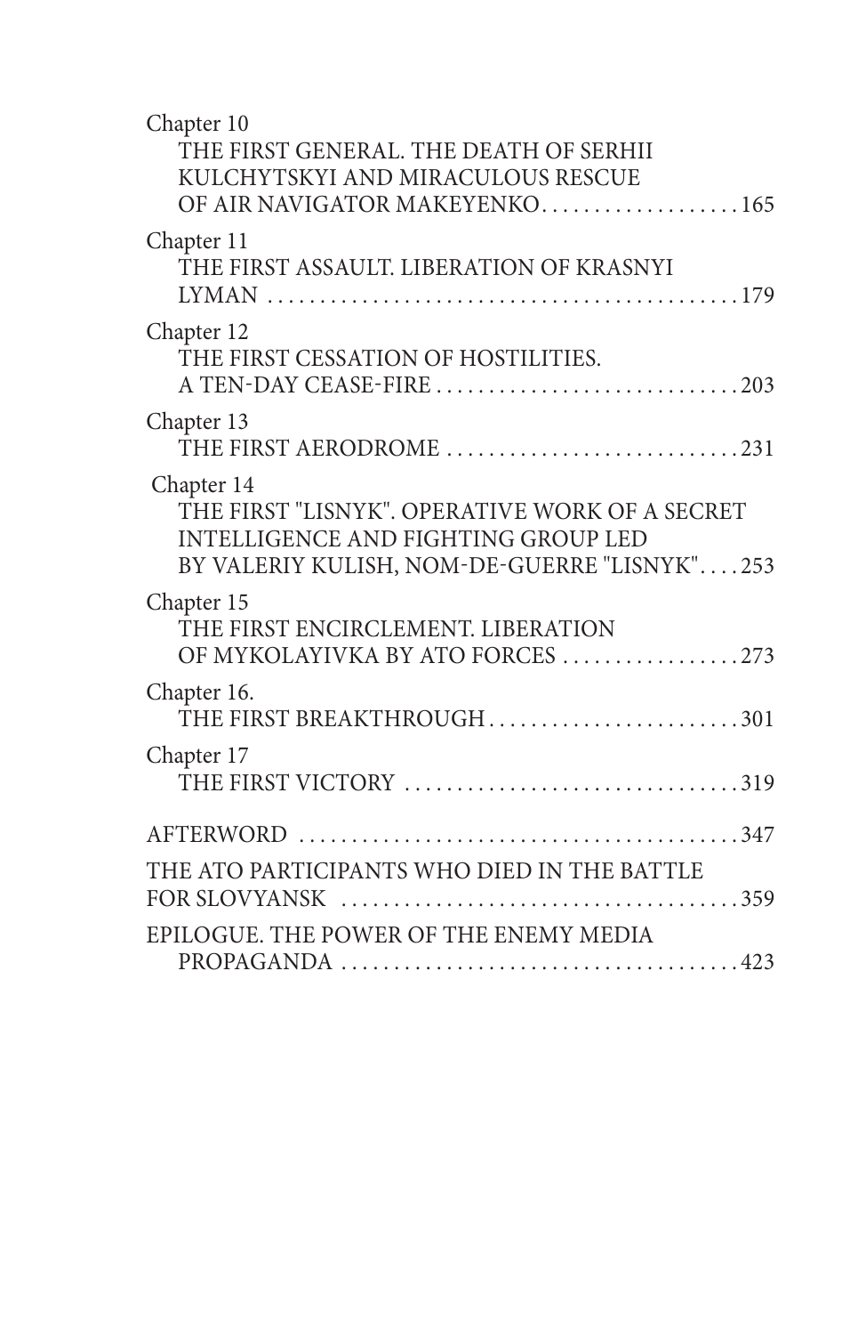Chapter 10
THE FIRST GENERAL. THE DEATH OF SERHII KULCHYTSKYI AND MIRACULOUS RESCUE OF AIR NAVIGATOR MAKEYENKO . . . . . . . . . . 165

Chapter 11
THE FIRST ASSAULT. LIBERATION OF KRASNYI LYMAN . . . . . . . . . . 179

Chapter 12
THE FIRST CESSATION OF HOSTILITIES. A TEN-DAY CEASE-FIRE . . . . . . . . . . 203

Chapter 13
THE FIRST AERODROME . . . . . . . . . . 231

Chapter 14
THE FIRST "LISNYK". OPERATIVE WORK OF A SECRET INTELLIGENCE AND FIGHTING GROUP LED BY VALERIY KULISH, NOM-DE-GUERRE "LISNYK" . . . . 253

Chapter 15
THE FIRST ENCIRCLEMENT. LIBERATION OF MYKOLAYIVKA BY ATO FORCES . . . . . . . . . . 273

Chapter 16.
THE FIRST BREAKTHROUGH . . . . . . . . . . 301

Chapter 17
THE FIRST VICTORY . . . . . . . . . . 319

AFTERWORD . . . . . . . . . . 347

THE ATO PARTICIPANTS WHO DIED IN THE BATTLE FOR SLOVYANSK . . . . . . . . . . 359

EPILOGUE. THE POWER OF THE ENEMY MEDIA PROPAGANDA . . . . . . . . . . 423